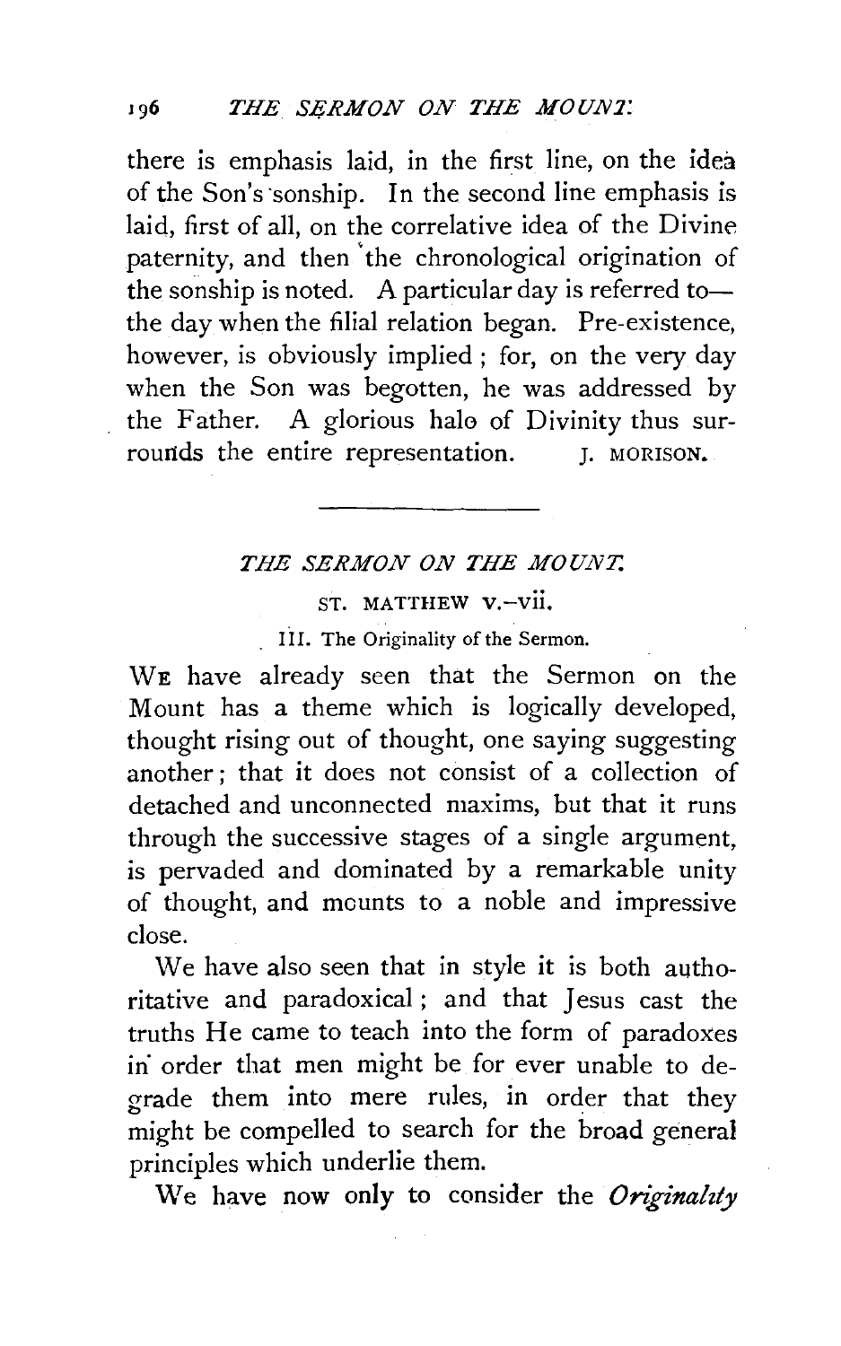there is emphasis laid, in the first line, on the idea of the Son's sonship. In the second line emphasis is laid, first of all, on the correlative idea of the Divine paternity, and then the chronological origination of the sonship is noted. A particular day is referred to—the day when the filial relation began. Pre-existence, however, is obviously implied; for, on the very day when the Son was begotten, he was addressed by the Father. A glorious halo of Divinity thus surrounds the entire representation. J. MORISON.

---

## *THE SERMON ON THE MOUNT.*

### ST. MATTHEW V.–VII.

#### III. The Originality of the Sermon.

WE have already seen that the Sermon on the Mount has a theme which is logically developed, thought rising out of thought, one saying suggesting another; that it does not consist of a collection of detached and unconnected maxims, but that it runs through the successive stages of a single argument, is pervaded and dominated by a remarkable unity of thought, and mounts to a noble and impressive close.

We have also seen that in style it is both authoritative and paradoxical; and that Jesus cast the truths He came to teach into the form of paradoxes in order that men might be for ever unable to degrade them into mere rules, in order that they might be compelled to search for the broad general principles which underlie them.

We have now only to consider the *Originality*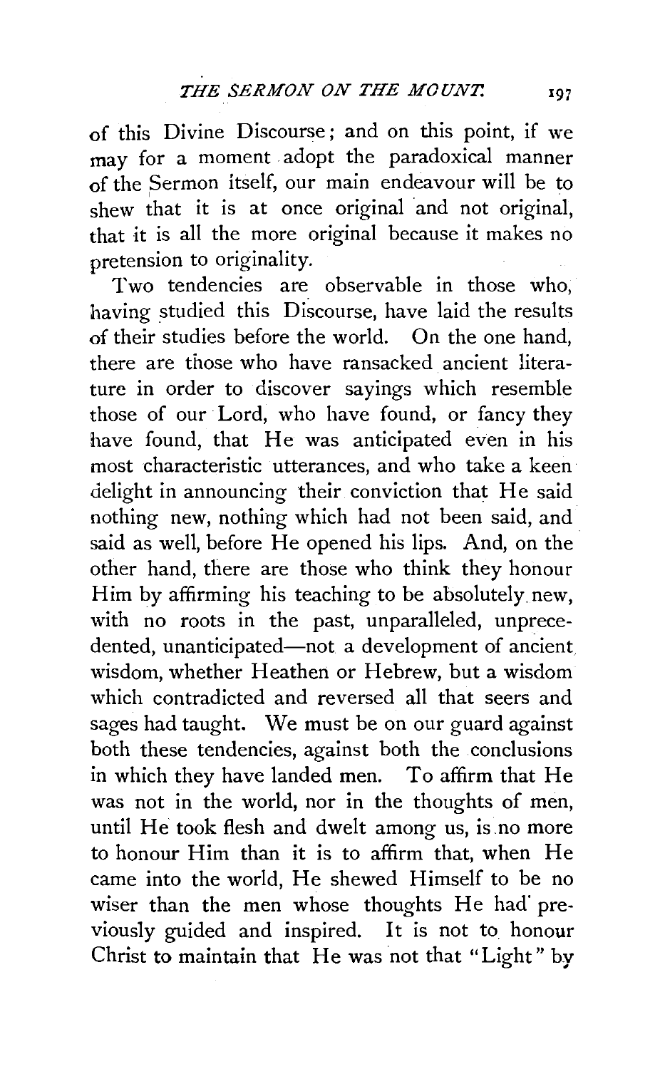of this Divine Discourse; and on this point, if we may for a moment adopt the paradoxical manner of the Sermon itself, our main endeavour will be to shew that it is at once original and not original, that it is all the more original because it makes no pretension to originality.

Two tendencies are observable in those who, having studied this Discourse, have laid the results of their studies before the world. On the one hand, there are those who have ransacked ancient literature in order to discover sayings which resemble those of our Lord, who have found, or fancy they have found, that He was anticipated even in his most characteristic utterances, and who take a keen delight in announcing their conviction that He said nothing new, nothing which had not been said, and said as well, before He opened his lips. And, on the other hand, there are those who think they honour Him by affirming his teaching to be absolutely new, with no roots in the past, unparalleled, unprecedented, unanticipated—not a development of ancient wisdom, whether Heathen or Hebrew, but a wisdom which contradicted and reversed all that seers and sages had taught. We must be on our guard against both these tendencies, against both the conclusions in which they have landed men. To affirm that He was not in the world, nor in the thoughts of men, until He took flesh and dwelt among us, is no more to honour Him than it is to affirm that, when He came into the world, He shewed Himself to be no wiser than the men whose thoughts He had previously guided and inspired. It is not to honour Christ to maintain that He was not that "Light" by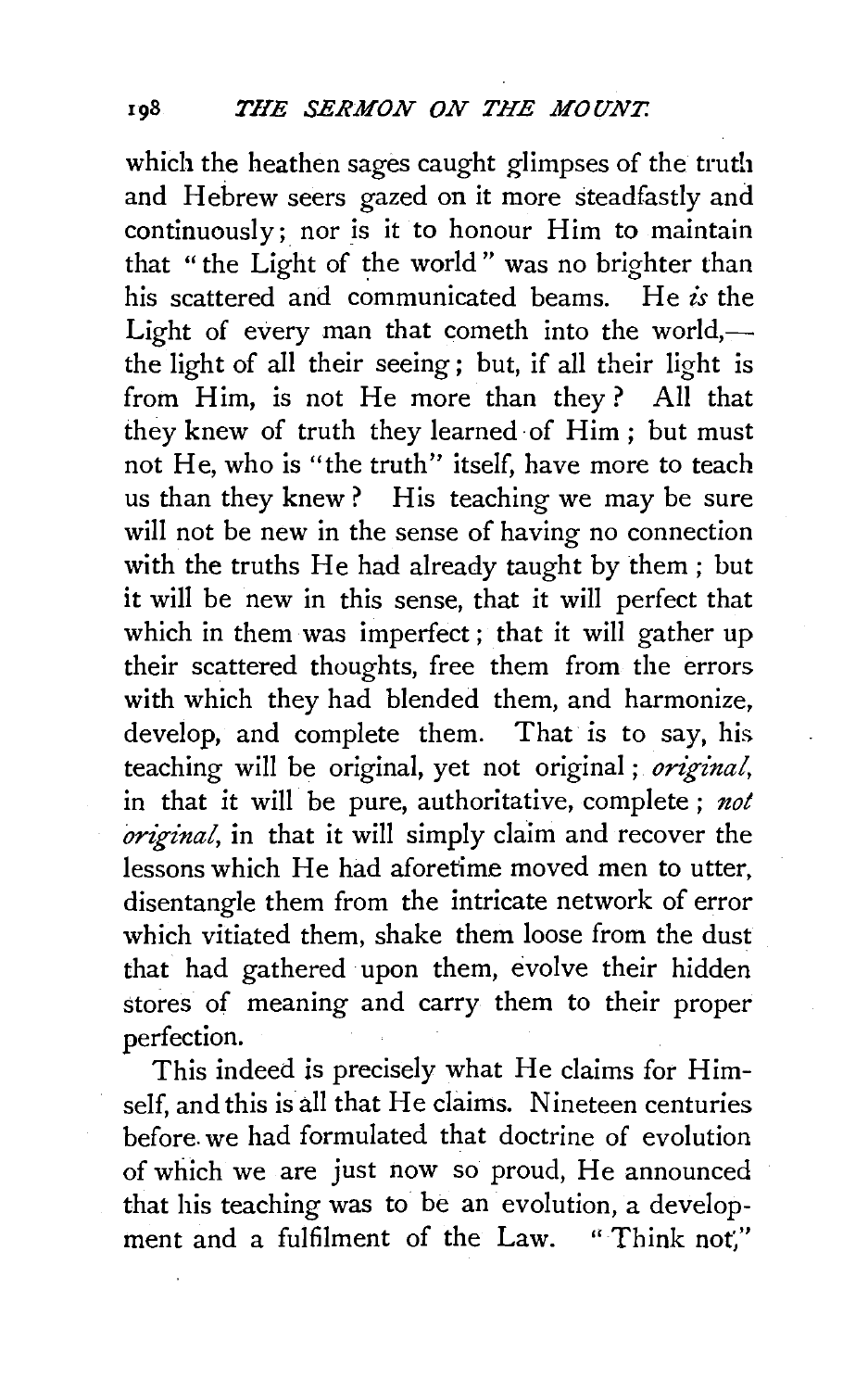which the heathen sages caught glimpses of the truth and Hebrew seers gazed on it more steadfastly and continuously; nor is it to honour Him to maintain that "the Light of the world" was no brighter than his scattered and communicated beams. He *is* the Light of every man that cometh into the world,—the light of all their seeing; but, if all their light is from Him, is not He more than they? All that they knew of truth they learned of Him; but must not He, who is "the truth" itself, have more to teach us than they knew? His teaching we may be sure will not be new in the sense of having no connection with the truths He had already taught by them; but it will be new in this sense, that it will perfect that which in them was imperfect; that it will gather up their scattered thoughts, free them from the errors with which they had blended them, and harmonize, develop, and complete them. That is to say, his teaching will be original, yet not original; *original*, in that it will be pure, authoritative, complete; *not original*, in that it will simply claim and recover the lessons which He had aforetime moved men to utter, disentangle them from the intricate network of error which vitiated them, shake them loose from the dust that had gathered upon them, evolve their hidden stores of meaning and carry them to their proper perfection.

This indeed is precisely what He claims for Himself, and this is all that He claims. Nineteen centuries before we had formulated that doctrine of evolution of which we are just now so proud, He announced that his teaching was to be an evolution, a development and a fulfilment of the Law. "Think not,"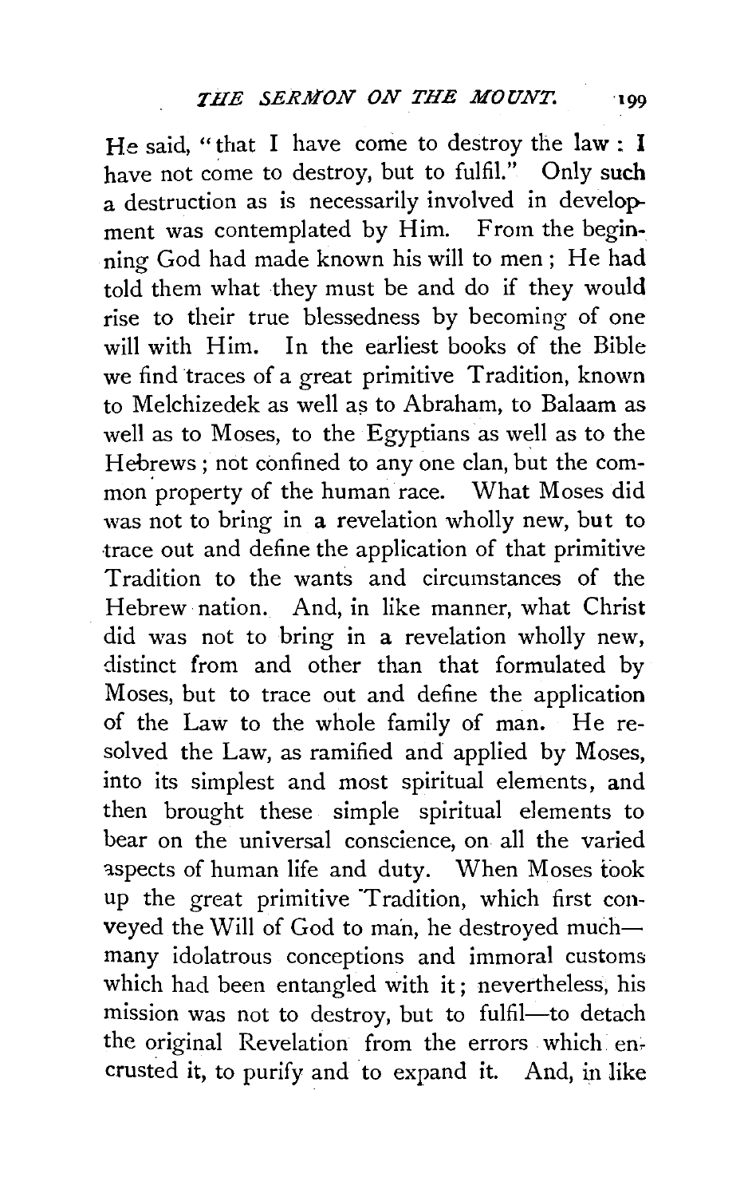He said, "that I have come to destroy the law: I have not come to destroy, but to fulfil." Only such a destruction as is necessarily involved in development was contemplated by Him. From the beginning God had made known his will to men; He had told them what they must be and do if they would rise to their true blessedness by becoming of one will with Him. In the earliest books of the Bible we find traces of a great primitive Tradition, known to Melchizedek as well as to Abraham, to Balaam as well as to Moses, to the Egyptians as well as to the Hebrews; not confined to any one clan, but the common property of the human race. What Moses did was not to bring in a revelation wholly new, but to trace out and define the application of that primitive Tradition to the wants and circumstances of the Hebrew nation. And, in like manner, what Christ did was not to bring in a revelation wholly new, distinct from and other than that formulated by Moses, but to trace out and define the application of the Law to the whole family of man. He resolved the Law, as ramified and applied by Moses, into its simplest and most spiritual elements, and then brought these simple spiritual elements to bear on the universal conscience, on all the varied aspects of human life and duty. When Moses took up the great primitive Tradition, which first conveyed the Will of God to man, he destroyed much—many idolatrous conceptions and immoral customs which had been entangled with it; nevertheless, his mission was not to destroy, but to fulfil—to detach the original Revelation from the errors which encrusted it, to purify and to expand it. And, in like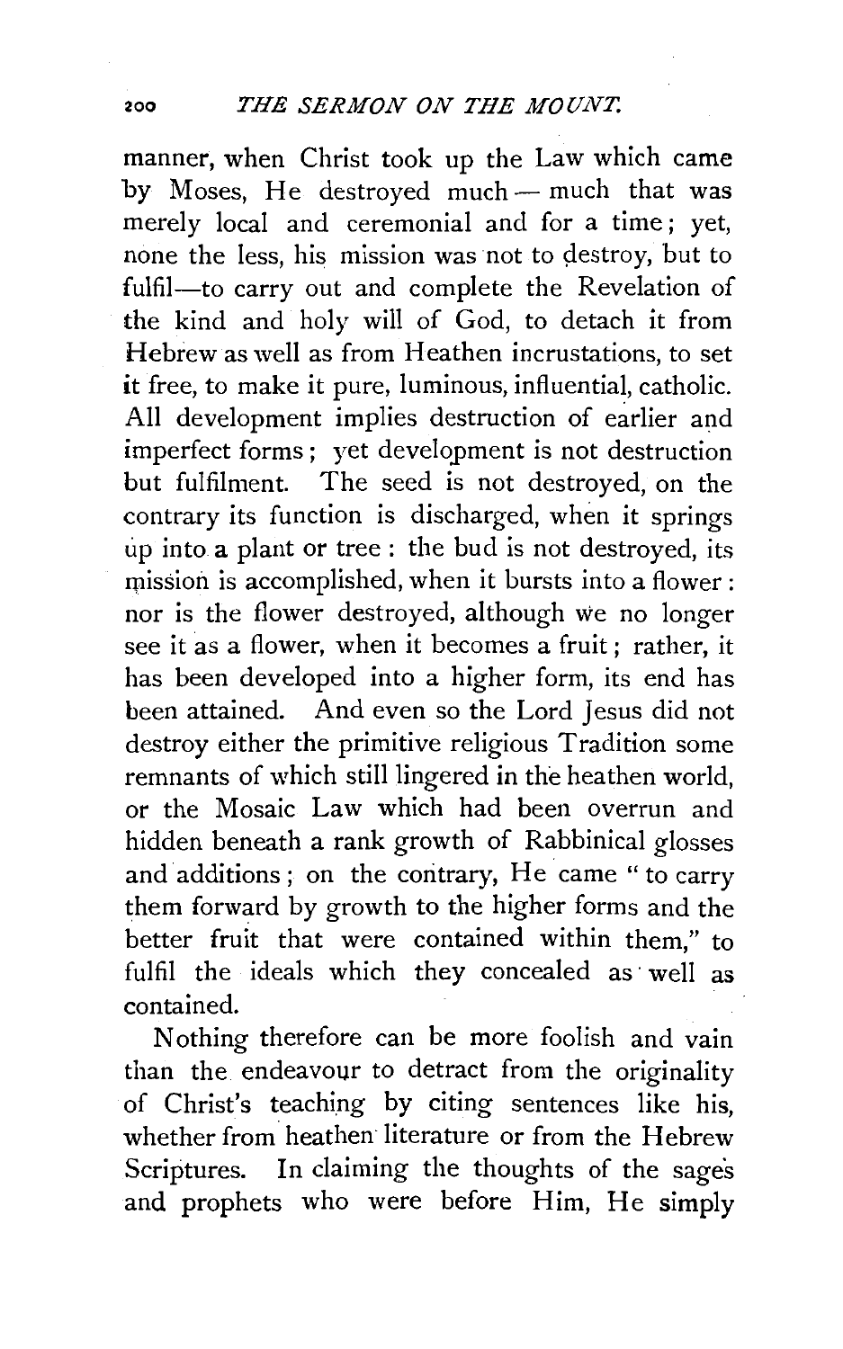manner, when Christ took up the Law which came by Moses, He destroyed much — much that was merely local and ceremonial and for a time; yet, none the less, his mission was not to destroy, but to fulfil—to carry out and complete the Revelation of the kind and holy will of God, to detach it from Hebrew as well as from Heathen incrustations, to set it free, to make it pure, luminous, influential, catholic. All development implies destruction of earlier and imperfect forms; yet development is not destruction but fulfilment. The seed is not destroyed, on the contrary its function is discharged, when it springs up into a plant or tree: the bud is not destroyed, its mission is accomplished, when it bursts into a flower: nor is the flower destroyed, although we no longer see it as a flower, when it becomes a fruit; rather, it has been developed into a higher form, its end has been attained. And even so the Lord Jesus did not destroy either the primitive religious Tradition some remnants of which still lingered in the heathen world, or the Mosaic Law which had been overrun and hidden beneath a rank growth of Rabbinical glosses and additions; on the contrary, He came "to carry them forward by growth to the higher forms and the better fruit that were contained within them," to fulfil the ideals which they concealed as well as contained.

Nothing therefore can be more foolish and vain than the endeavour to detract from the originality of Christ's teaching by citing sentences like his, whether from heathen literature or from the Hebrew Scriptures. In claiming the thoughts of the sages and prophets who were before Him, He simply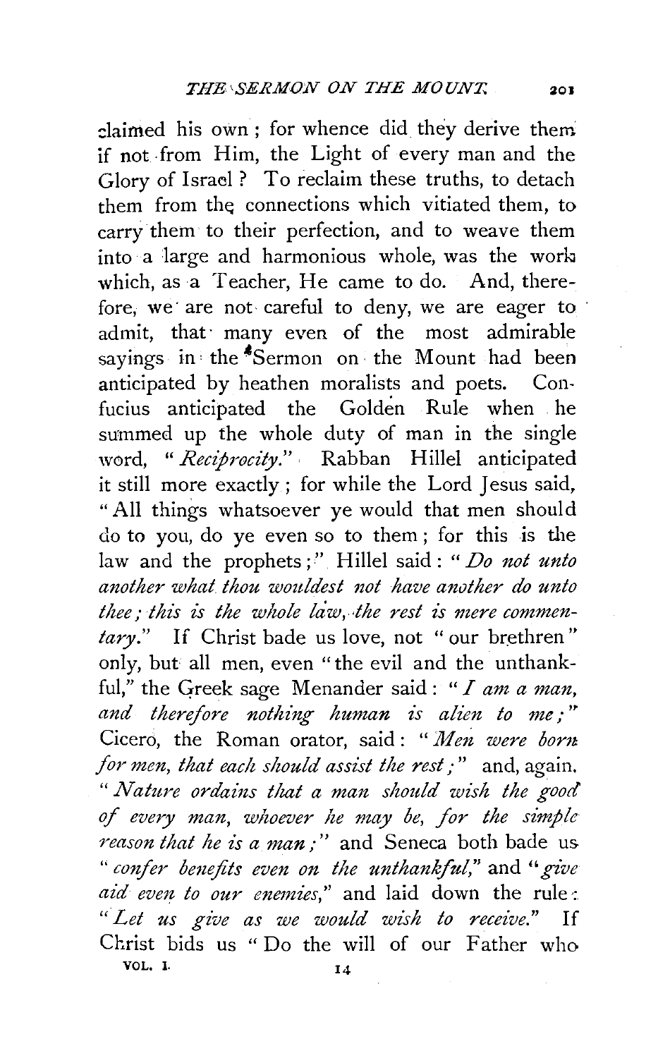claimed his own; for whence did they derive them if not from Him, the Light of every man and the Glory of Israel? To reclaim these truths, to detach them from the connections which vitiated them, to carry them to their perfection, and to weave them into a large and harmonious whole, was the work which, as a Teacher, He came to do. And, therefore, we are not careful to deny, we are eager to admit, that many even of the most admirable sayings in the Sermon on the Mount had been anticipated by heathen moralists and poets. Confucius anticipated the Golden Rule when he summed up the whole duty of man in the single word, "*Reciprocity.*" Rabban Hillel anticipated it still more exactly; for while the Lord Jesus said, "All things whatsoever ye would that men should do to you, do ye even so to them; for this is the law and the prophets;" Hillel said: "*Do not unto another what thou wouldest not have another do unto thee; this is the whole law, the rest is mere commentary.*" If Christ bade us love, not "our brethren" only, but all men, even "the evil and the unthankful," the Greek sage Menander said: "*I am a man, and therefore nothing human is alien to me;*" Cicero, the Roman orator, said: "*Men were born for men, that each should assist the rest;*" and, again, "*Nature ordains that a man should wish the good of every man, whoever he may be, for the simple reason that he is a man;*" and Seneca both bade us "*confer benefits even on the unthankful,*" and "*give aid even to our enemies,*" and laid down the rule: "*Let us give as we would wish to receive.*" If Christ bids us "Do the will of our Father who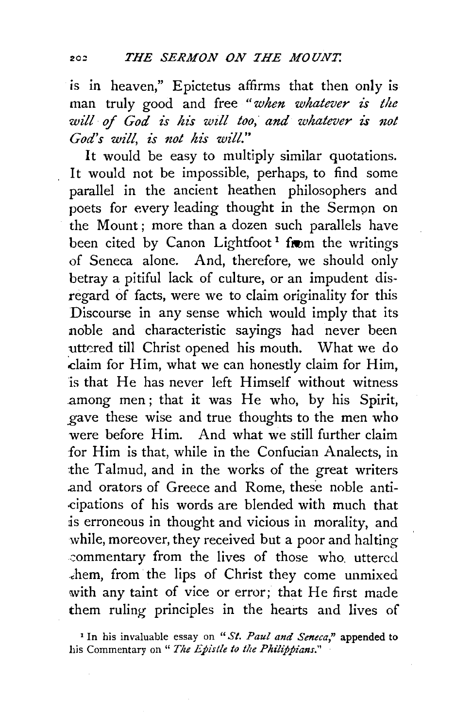is in heaven," Epictetus affirms that then only is man truly good and free "*when whatever is the will of God is his will too, and whatever is not God's will, is not his will.*"

It would be easy to multiply similar quotations. It would not be impossible, perhaps, to find some parallel in the ancient heathen philosophers and poets for every leading thought in the Sermon on the Mount; more than a dozen such parallels have been cited by Canon Lightfoot[1] from the writings of Seneca alone. And, therefore, we should only betray a pitiful lack of culture, or an impudent disregard of facts, were we to claim originality for this Discourse in any sense which would imply that its noble and characteristic sayings had never been uttered till Christ opened his mouth. What we do claim for Him, what we can honestly claim for Him, is that He has never left Himself without witness among men; that it was He who, by his Spirit, gave these wise and true thoughts to the men who were before Him. And what we still further claim for Him is that, while in the Confucian Analects, in the Talmud, and in the works of the great writers and orators of Greece and Rome, these noble anticipations of his words are blended with much that is erroneous in thought and vicious in morality, and while, moreover, they received but a poor and halting commentary from the lives of those who uttered them, from the lips of Christ they come unmixed with any taint of vice or error; that He first made them ruling principles in the hearts and lives of

[1] In his invaluable essay on "*St. Paul and Seneca,*" appended to his Commentary on "*The Epistle to the Philippians.*"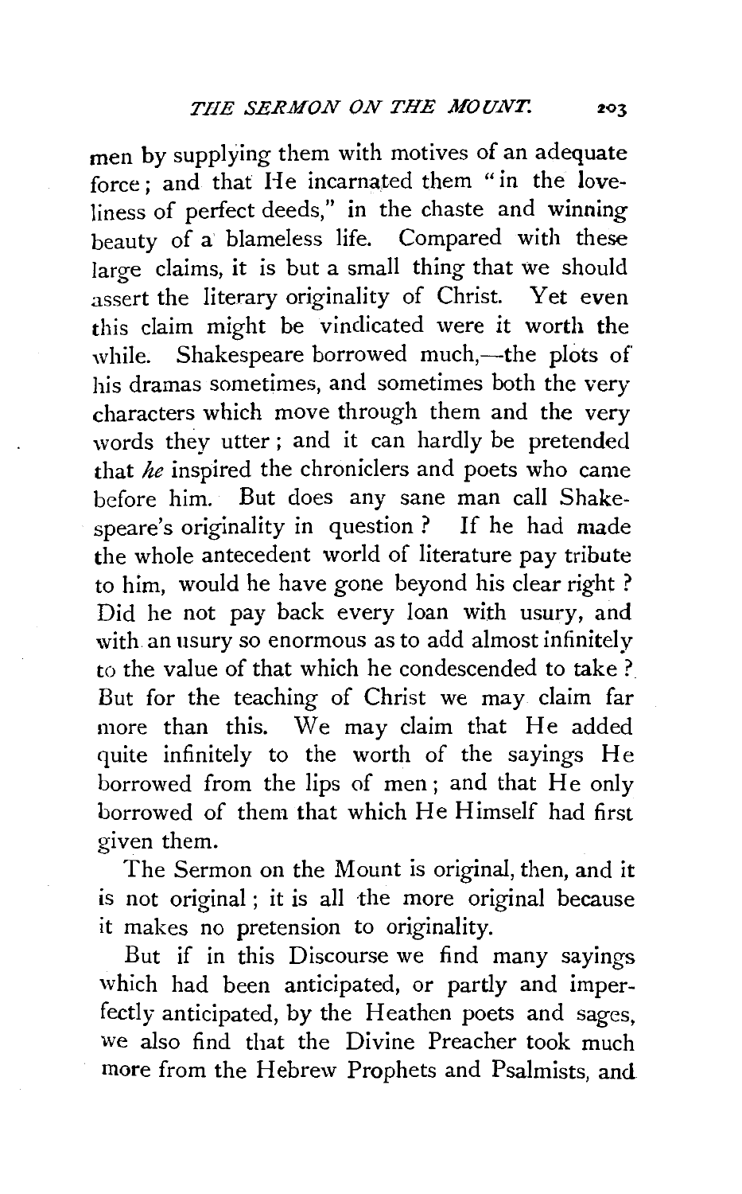men by supplying them with motives of an adequate force; and that He incarnated them "in the loveliness of perfect deeds," in the chaste and winning beauty of a blameless life. Compared with these large claims, it is but a small thing that we should assert the literary originality of Christ. Yet even this claim might be vindicated were it worth the while. Shakespeare borrowed much,—the plots of his dramas sometimes, and sometimes both the very characters which move through them and the very words they utter; and it can hardly be pretended that *he* inspired the chroniclers and poets who came before him. But does any sane man call Shakespeare's originality in question? If he had made the whole antecedent world of literature pay tribute to him, would he have gone beyond his clear right? Did he not pay back every loan with usury, and with an usury so enormous as to add almost infinitely to the value of that which he condescended to take? But for the teaching of Christ we may claim far more than this. We may claim that He added quite infinitely to the worth of the sayings He borrowed from the lips of men; and that He only borrowed of them that which He Himself had first given them.

The Sermon on the Mount is original, then, and it is not original; it is all the more original because it makes no pretension to originality.

But if in this Discourse we find many sayings which had been anticipated, or partly and imperfectly anticipated, by the Heathen poets and sages, we also find that the Divine Preacher took much more from the Hebrew Prophets and Psalmists, and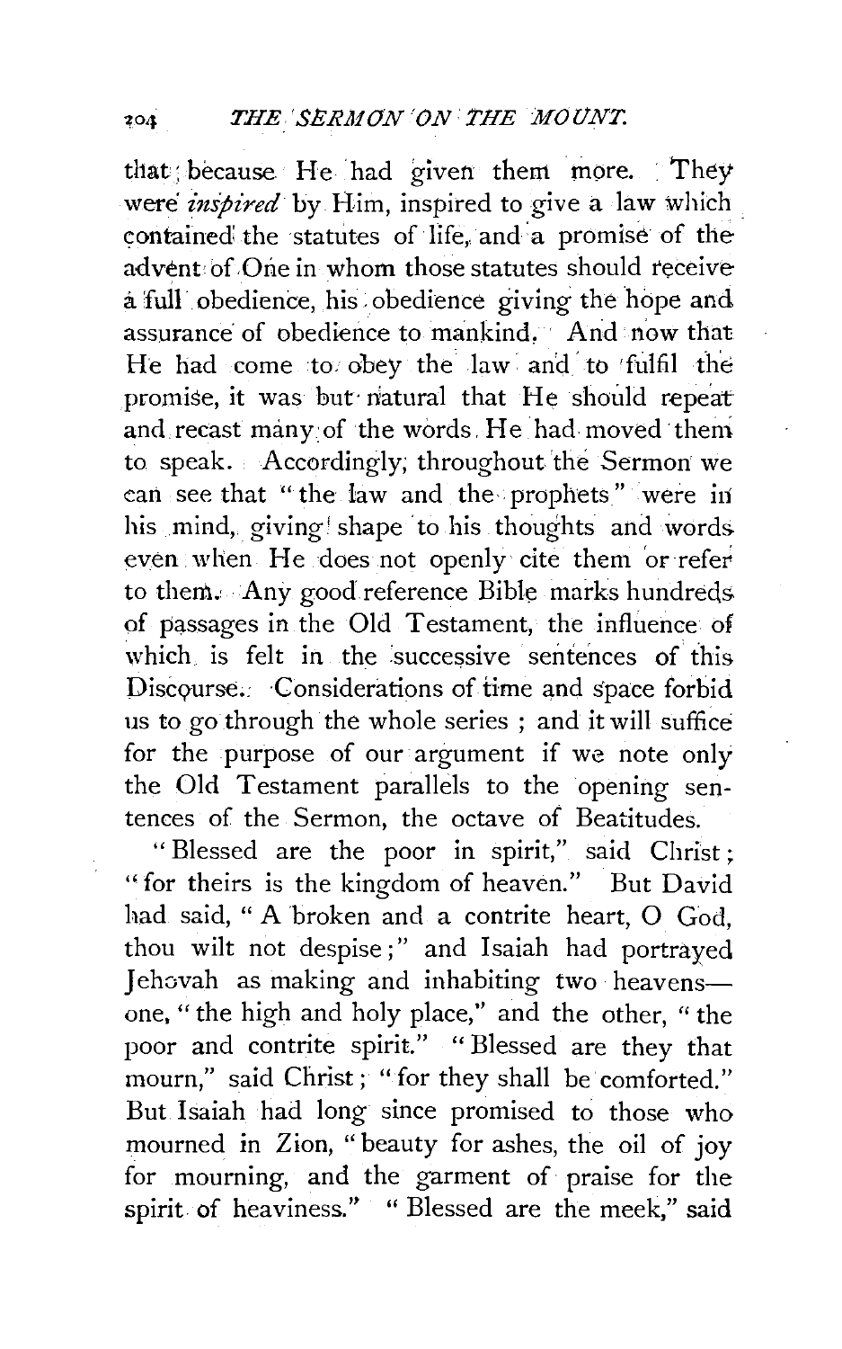that; because He had given them more. They were *inspired* by Him, inspired to give a law which contained the statutes of life, and a promise of the advent of One in whom those statutes should receive a full obedience, his obedience giving the hope and assurance of obedience to mankind. And now that He had come to obey the law and to fulfil the promise, it was but natural that He should repeat and recast many of the words He had moved them to speak. Accordingly, throughout the Sermon we can see that "the law and the prophets" were in his mind, giving shape to his thoughts and words even when He does not openly cite them or refer to them. Any good reference Bible marks hundreds of passages in the Old Testament, the influence of which is felt in the successive sentences of this Discourse. Considerations of time and space forbid us to go through the whole series; and it will suffice for the purpose of our argument if we note only the Old Testament parallels to the opening sentences of the Sermon, the octave of Beatitudes.

"Blessed are the poor in spirit," said Christ; "for theirs is the kingdom of heaven." But David had said, "A broken and a contrite heart, O God, thou wilt not despise;" and Isaiah had portrayed Jehovah as making and inhabiting two heavens— one, "the high and holy place," and the other, "the poor and contrite spirit." "Blessed are they that mourn," said Christ; "for they shall be comforted." But Isaiah had long since promised to those who mourned in Zion, "beauty for ashes, the oil of joy for mourning, and the garment of praise for the spirit of heaviness." "Blessed are the meek," said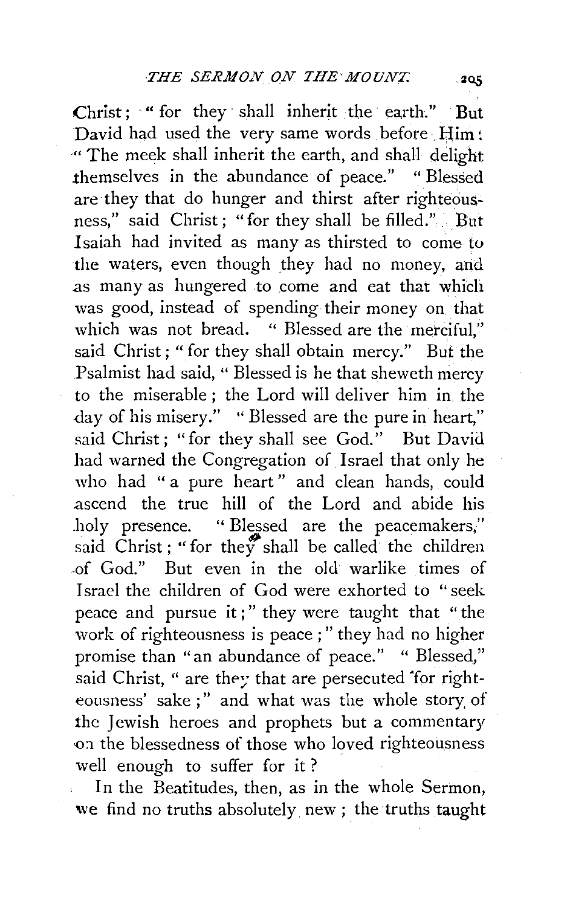Christ; "for they shall inherit the earth." But David had used the very same words before Him: "The meek shall inherit the earth, and shall delight themselves in the abundance of peace." "Blessed are they that do hunger and thirst after righteousness," said Christ; "for they shall be filled." But Isaiah had invited as many as thirsted to come to the waters, even though they had no money, and as many as hungered to come and eat that which was good, instead of spending their money on that which was not bread. "Blessed are the merciful," said Christ; "for they shall obtain mercy." But the Psalmist had said, "Blessed is he that sheweth mercy to the miserable; the Lord will deliver him in the day of his misery." "Blessed are the pure in heart," said Christ; "for they shall see God." But David had warned the Congregation of Israel that only he who had "a pure heart" and clean hands, could ascend the true hill of the Lord and abide his holy presence. "Blessed are the peacemakers," said Christ; "for they shall be called the children of God." But even in the old warlike times of Israel the children of God were exhorted to "seek peace and pursue it;" they were taught that "the work of righteousness is peace;" they had no higher promise than "an abundance of peace." "Blessed," said Christ, "are they that are persecuted for righteousness' sake;" and what was the whole story of the Jewish heroes and prophets but a commentary on the blessedness of those who loved righteousness well enough to suffer for it?

In the Beatitudes, then, as in the whole Sermon, we find no truths absolutely new; the truths taught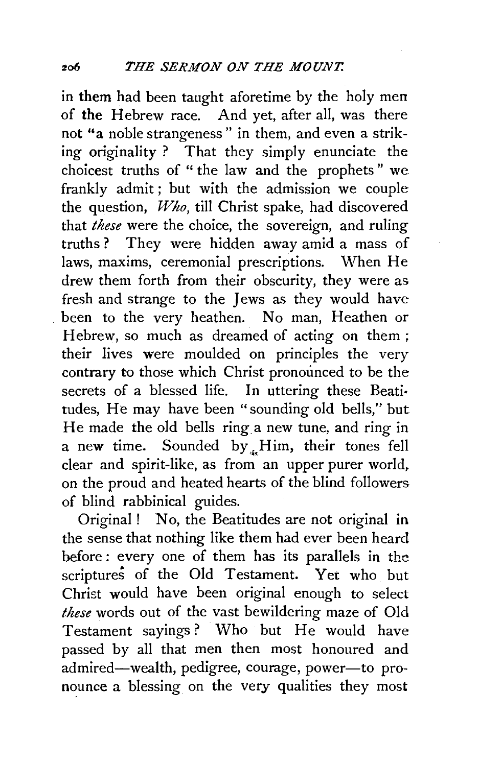in them had been taught aforetime by the holy men of the Hebrew race. And yet, after all, was there not "a noble strangeness" in them, and even a striking originality? That they simply enunciate the choicest truths of "the law and the prophets" we frankly admit; but with the admission we couple the question, *Who*, till Christ spake, had discovered that *these* were the choice, the sovereign, and ruling truths? They were hidden away amid a mass of laws, maxims, ceremonial prescriptions. When He drew them forth from their obscurity, they were as fresh and strange to the Jews as they would have been to the very heathen. No man, Heathen or Hebrew, so much as dreamed of acting on them; their lives were moulded on principles the very contrary to those which Christ pronounced to be the secrets of a blessed life. In uttering these Beatitudes, He may have been "sounding old bells," but He made the old bells ring a new tune, and ring in a new time. Sounded by Him, their tones fell clear and spirit-like, as from an upper purer world, on the proud and heated hearts of the blind followers of blind rabbinical guides.

Original! No, the Beatitudes are not original in the sense that nothing like them had ever been heard before: every one of them has its parallels in the scriptures of the Old Testament. Yet who but Christ would have been original enough to select *these* words out of the vast bewildering maze of Old Testament sayings? Who but He would have passed by all that men then most honoured and admired—wealth, pedigree, courage, power—to pronounce a blessing on the very qualities they most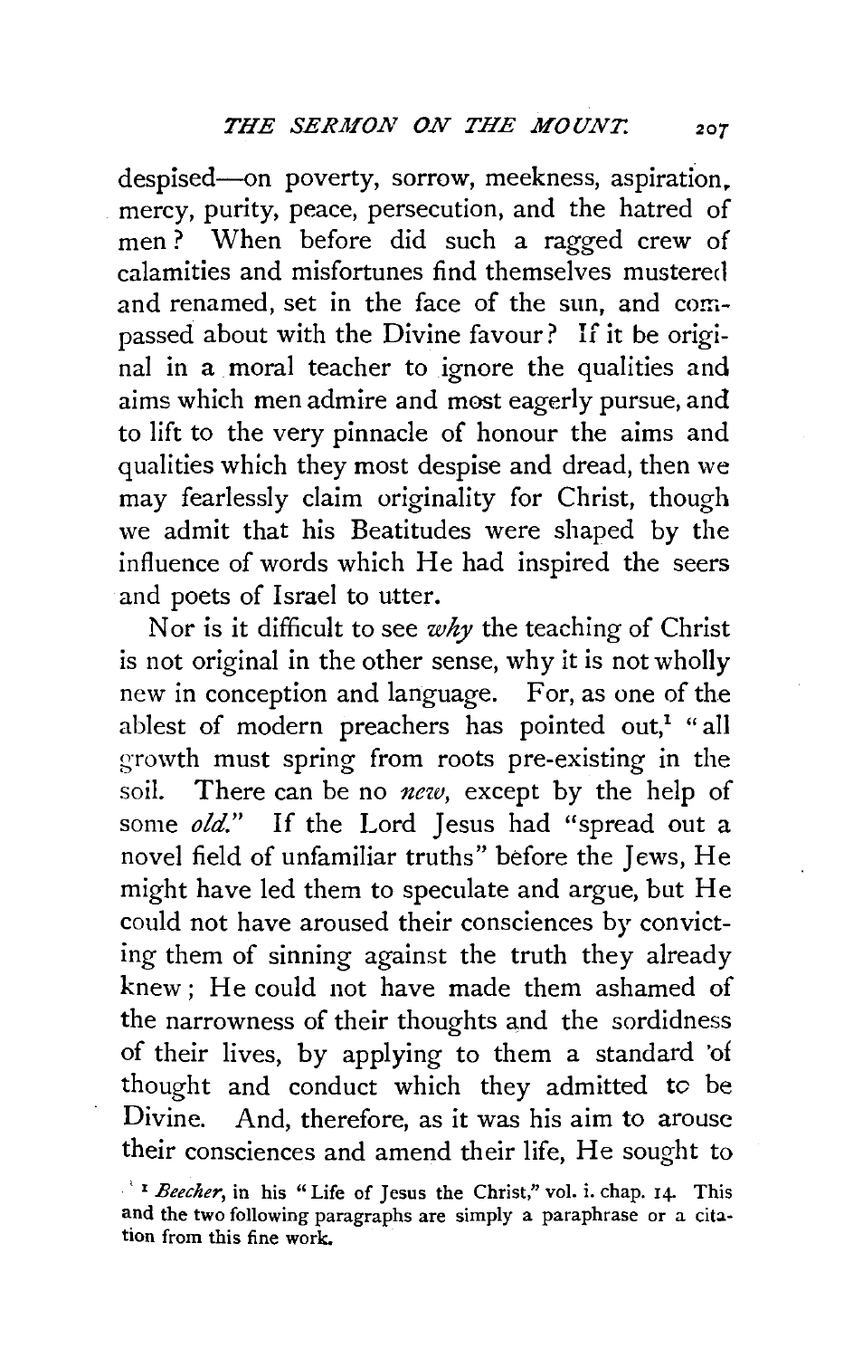despised—on poverty, sorrow, meekness, aspiration, mercy, purity, peace, persecution, and the hatred of men? When before did such a ragged crew of calamities and misfortunes find themselves mustered and renamed, set in the face of the sun, and compassed about with the Divine favour? If it be original in a moral teacher to ignore the qualities and aims which men admire and most eagerly pursue, and to lift to the very pinnacle of honour the aims and qualities which they most despise and dread, then we may fearlessly claim originality for Christ, though we admit that his Beatitudes were shaped by the influence of words which He had inspired the seers and poets of Israel to utter.

Nor is it difficult to see *why* the teaching of Christ is not original in the other sense, why it is not wholly new in conception and language. For, as one of the ablest of modern preachers has pointed out,[1] "all growth must spring from roots pre-existing in the soil. There can be no *new*, except by the help of some *old*." If the Lord Jesus had "spread out a novel field of unfamiliar truths" before the Jews, He might have led them to speculate and argue, but He could not have aroused their consciences by convicting them of sinning against the truth they already knew; He could not have made them ashamed of the narrowness of their thoughts and the sordidness of their lives, by applying to them a standard of thought and conduct which they admitted to be Divine. And, therefore, as it was his aim to arouse their consciences and amend their life, He sought to

[1] *Beecher*, in his "Life of Jesus the Christ," vol. i. chap. 14. This and the two following paragraphs are simply a paraphrase or a citation from this fine work.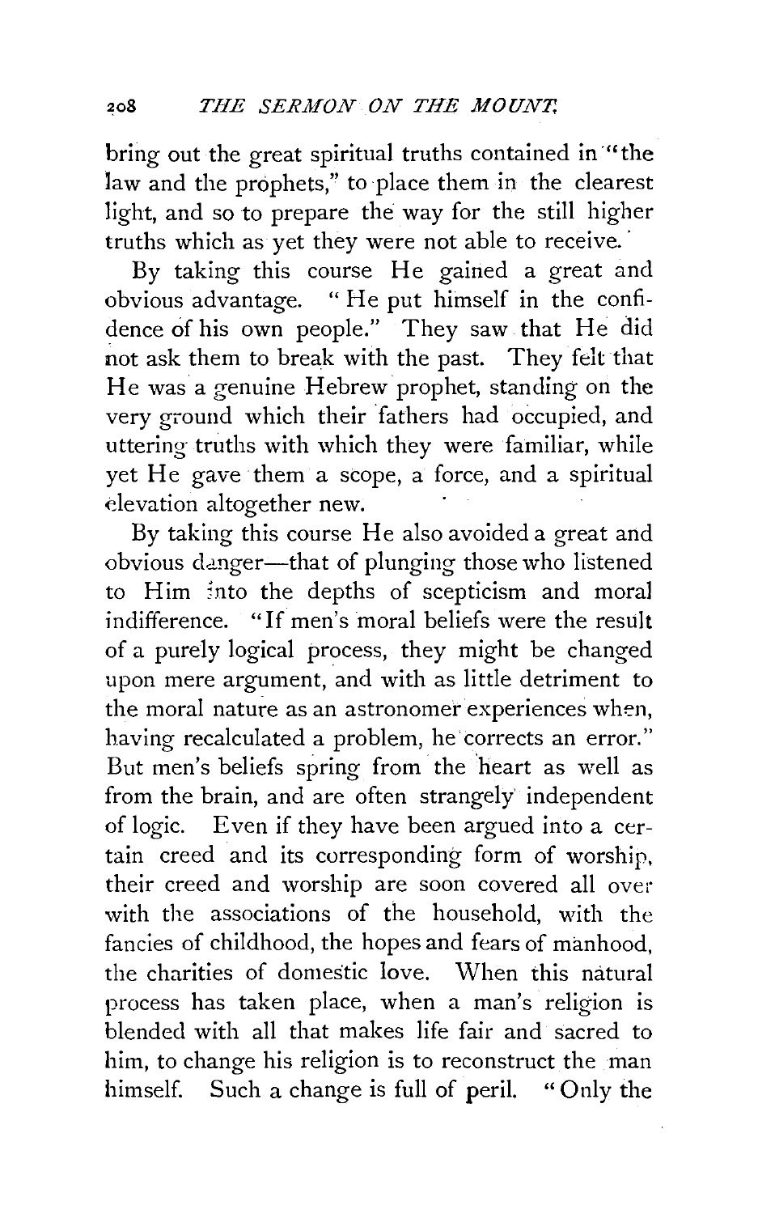bring out the great spiritual truths contained in "the law and the prophets," to place them in the clearest light, and so to prepare the way for the still higher truths which as yet they were not able to receive.

By taking this course He gained a great and obvious advantage. "He put himself in the confidence of his own people." They saw that He did not ask them to break with the past. They felt that He was a genuine Hebrew prophet, standing on the very ground which their fathers had occupied, and uttering truths with which they were familiar, while yet He gave them a scope, a force, and a spiritual elevation altogether new.

By taking this course He also avoided a great and obvious danger—that of plunging those who listened to Him into the depths of scepticism and moral indifference. "If men's moral beliefs were the result of a purely logical process, they might be changed upon mere argument, and with as little detriment to the moral nature as an astronomer experiences when, having recalculated a problem, he corrects an error." But men's beliefs spring from the heart as well as from the brain, and are often strangely independent of logic. Even if they have been argued into a certain creed and its corresponding form of worship, their creed and worship are soon covered all over with the associations of the household, with the fancies of childhood, the hopes and fears of manhood, the charities of domestic love. When this natural process has taken place, when a man's religion is blended with all that makes life fair and sacred to him, to change his religion is to reconstruct the man himself. Such a change is full of peril. "Only the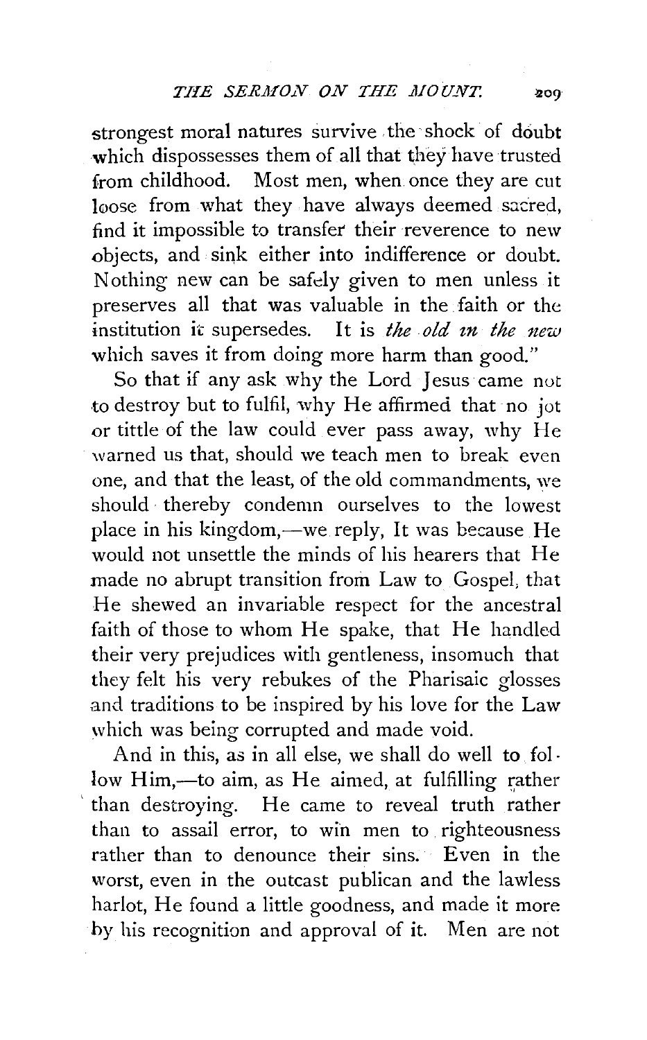strongest moral natures survive the shock of doubt which dispossesses them of all that they have trusted from childhood. Most men, when once they are cut loose from what they have always deemed sacred, find it impossible to transfer their reverence to new objects, and sink either into indifference or doubt. Nothing new can be safely given to men unless it preserves all that was valuable in the faith or the institution it supersedes. It is *the old in the new* which saves it from doing more harm than good."

So that if any ask why the Lord Jesus came not to destroy but to fulfil, why He affirmed that no jot or tittle of the law could ever pass away, why He warned us that, should we teach men to break even one, and that the least, of the old commandments, we should thereby condemn ourselves to the lowest place in his kingdom,—we reply, It was because He would not unsettle the minds of his hearers that He made no abrupt transition from Law to Gospel, that He shewed an invariable respect for the ancestral faith of those to whom He spake, that He handled their very prejudices with gentleness, insomuch that they felt his very rebukes of the Pharisaic glosses and traditions to be inspired by his love for the Law which was being corrupted and made void.

And in this, as in all else, we shall do well to follow Him,—to aim, as He aimed, at fulfilling rather than destroying. He came to reveal truth rather than to assail error, to win men to righteousness rather than to denounce their sins. Even in the worst, even in the outcast publican and the lawless harlot, He found a little goodness, and made it more by his recognition and approval of it. Men are not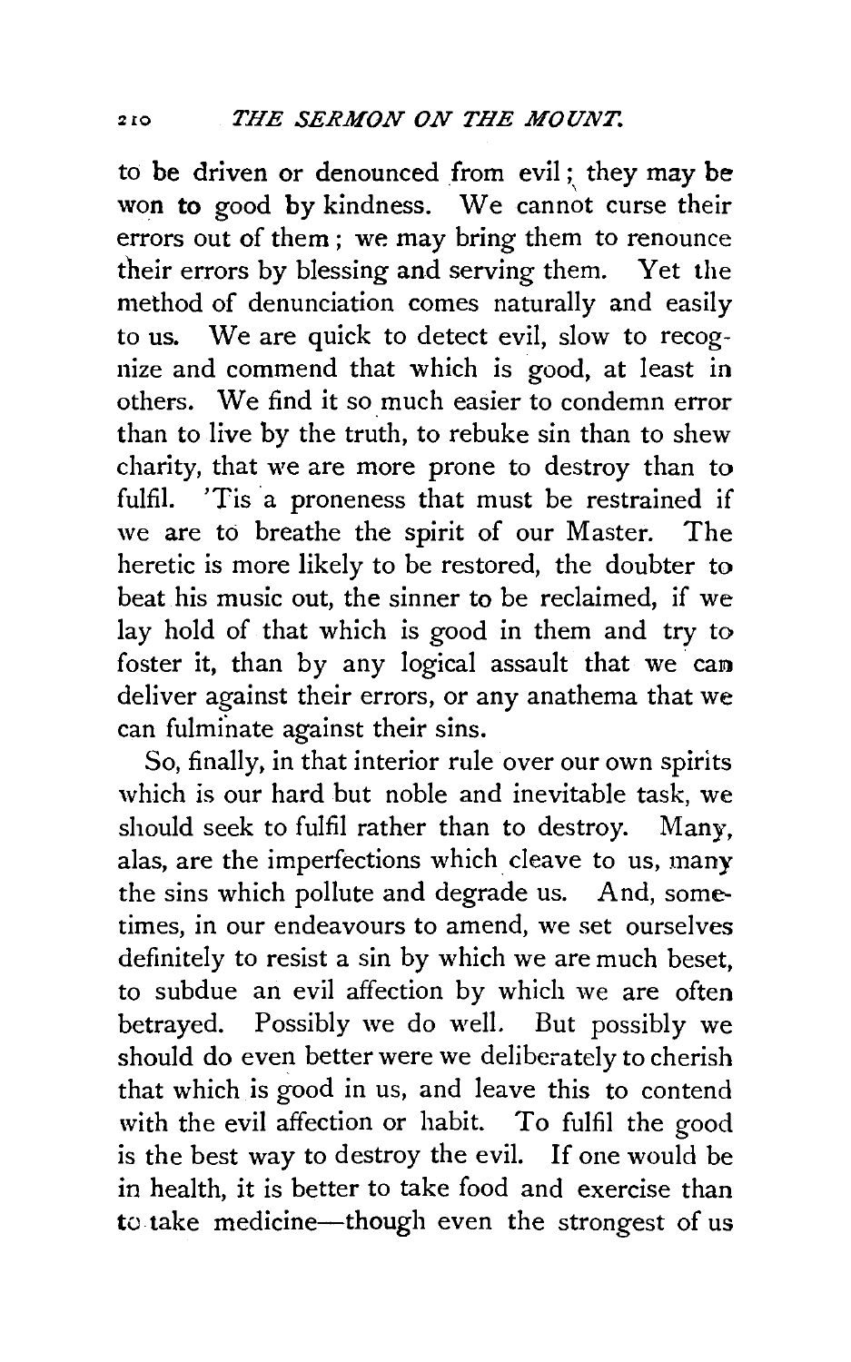to be driven or denounced from evil; they may be won to good by kindness. We cannot curse their errors out of them; we may bring them to renounce their errors by blessing and serving them. Yet the method of denunciation comes naturally and easily to us. We are quick to detect evil, slow to recognize and commend that which is good, at least in others. We find it so much easier to condemn error than to live by the truth, to rebuke sin than to shew charity, that we are more prone to destroy than to fulfil. 'Tis a proneness that must be restrained if we are to breathe the spirit of our Master. The heretic is more likely to be restored, the doubter to beat his music out, the sinner to be reclaimed, if we lay hold of that which is good in them and try to foster it, than by any logical assault that we can deliver against their errors, or any anathema that we can fulminate against their sins.

So, finally, in that interior rule over our own spirits which is our hard but noble and inevitable task, we should seek to fulfil rather than to destroy. Many, alas, are the imperfections which cleave to us, many the sins which pollute and degrade us. And, sometimes, in our endeavours to amend, we set ourselves definitely to resist a sin by which we are much beset, to subdue an evil affection by which we are often betrayed. Possibly we do well. But possibly we should do even better were we deliberately to cherish that which is good in us, and leave this to contend with the evil affection or habit. To fulfil the good is the best way to destroy the evil. If one would be in health, it is better to take food and exercise than to take medicine—though even the strongest of us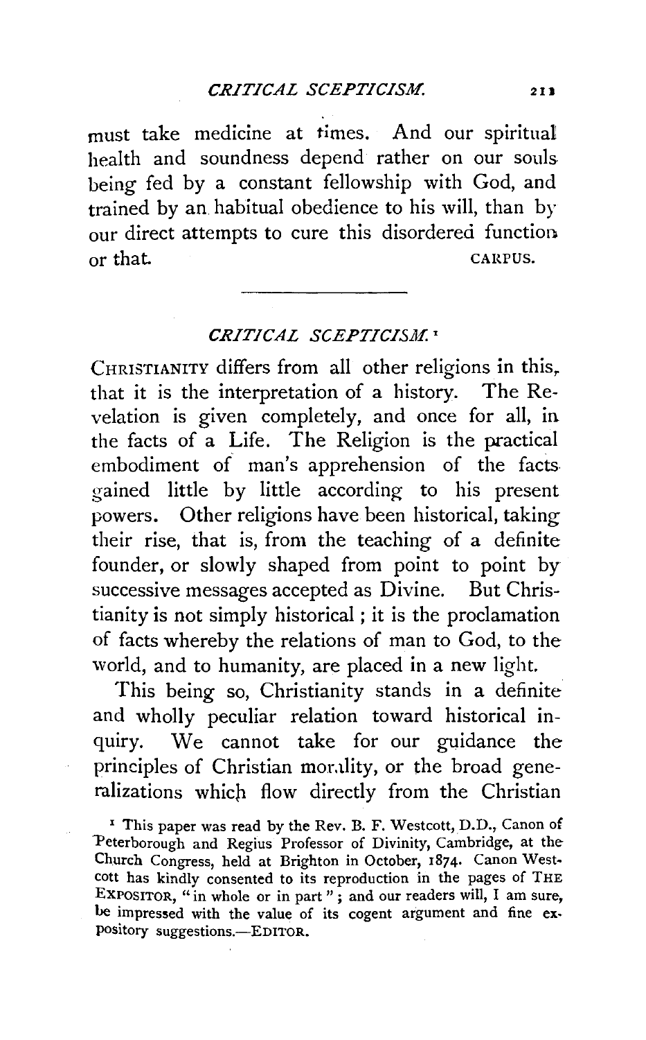must take medicine at times. And our spiritual health and soundness depend rather on our souls being fed by a constant fellowship with God, and trained by an habitual obedience to his will, than by our direct attempts to cure this disordered function or that.

CARPUS.

---

## *CRITICAL SCEPTICISM.*[1]

CHRISTIANITY differs from all other religions in this, that it is the interpretation of a history. The Revelation is given completely, and once for all, in the facts of a Life. The Religion is the practical embodiment of man's apprehension of the facts gained little by little according to his present powers. Other religions have been historical, taking their rise, that is, from the teaching of a definite founder, or slowly shaped from point to point by successive messages accepted as Divine. But Christianity is not simply historical; it is the proclamation of facts whereby the relations of man to God, to the world, and to humanity, are placed in a new light.

This being so, Christianity stands in a definite and wholly peculiar relation toward historical inquiry. We cannot take for our guidance the principles of Christian morality, or the broad generalizations which flow directly from the Christian

[1] This paper was read by the Rev. B. F. Westcott, D.D., Canon of Peterborough and Regius Professor of Divinity, Cambridge, at the Church Congress, held at Brighton in October, 1874. Canon Westcott has kindly consented to its reproduction in the pages of THE EXPOSITOR, "in whole or in part"; and our readers will, I am sure, be impressed with the value of its cogent argument and fine expository suggestions.—EDITOR.